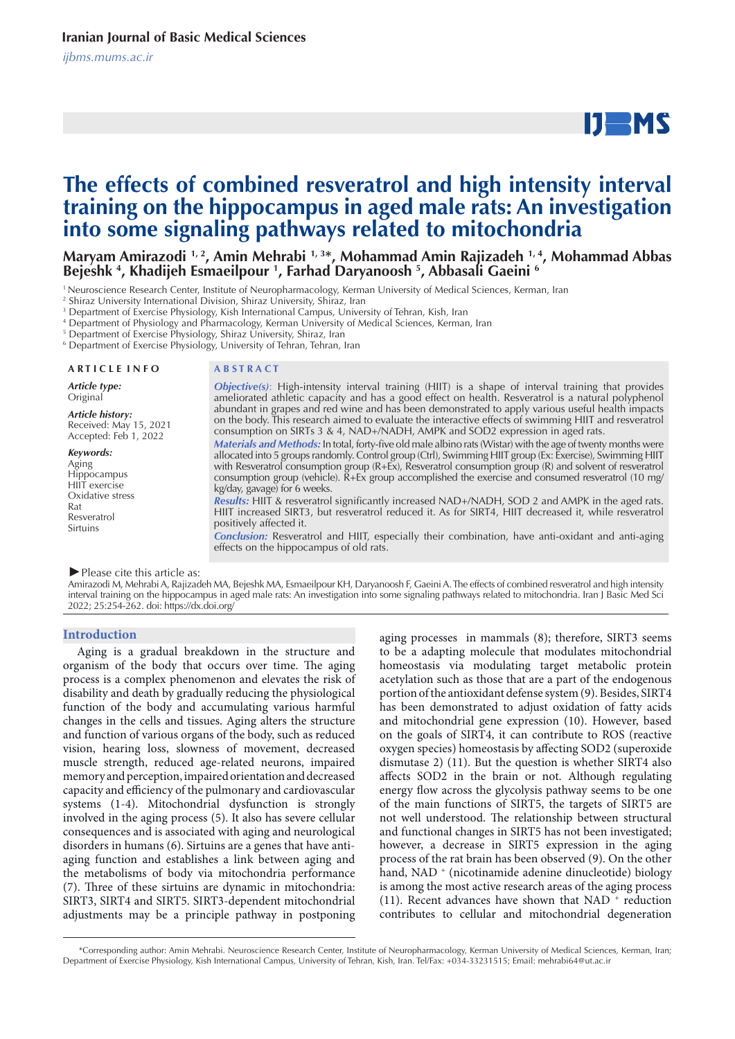Iranian Journal of Basic Medical Sciences

ijbms.mums.ac.ir

# The effects of combined resveratrol and high intensity interval training on the hippocampus in aged male rats: An investigation into some signaling pathways related to mitochondria

**Maryam Amirazodi [1, 2], Amin Mehrabi [1, 3*], Mohammad Amin Rajizadeh [1, 4], Mohammad Abbas Bejeshk [4], Khadijeh Esmaeilpour [1], Farhad Daryanoosh [5], Abbasali Gaeini [6]**

[1] Neuroscience Research Center, Institute of Neuropharmacology, Kerman University of Medical Sciences, Kerman, Iran
[2] Shiraz University International Division, Shiraz University, Shiraz, Iran
[3] Department of Exercise Physiology, Kish International Campus, University of Tehran, Kish, Iran
[4] Department of Physiology and Pharmacology, Kerman University of Medical Sciences, Kerman, Iran
[5] Department of Exercise Physiology, Shiraz University, Shiraz, Iran
[6] Department of Exercise Physiology, University of Tehran, Tehran, Iran

**ARTICLE INFO**

*Article type:*
Original

*Article history:*
Received: May 15, 2021
Accepted: Feb 1, 2022

*Keywords:*
Aging
Hippocampus
HIIT exercise
Oxidative stress
Rat
Resveratrol
Sirtuins

**ABSTRACT**

***Objective(s):*** High-intensity interval training (HIIT) is a shape of interval training that provides ameliorated athletic capacity and has a good effect on health. Resveratrol is a natural polyphenol abundant in grapes and red wine and has been demonstrated to apply various useful health impacts on the body. This research aimed to evaluate the interactive effects of swimming HIIT and resveratrol consumption on SIRTs 3 & 4, NAD+/NADH, AMPK and SOD2 expression in aged rats.

***Materials and Methods:*** In total, forty-five old male albino rats (Wistar) with the age of twenty months were allocated into 5 groups randomly. Control group (Ctrl), Swimming HIIT group (Ex: Exercise), Swimming HIIT with Resveratrol consumption group (R+Ex), Resveratrol consumption group (R) and solvent of resveratrol consumption group (vehicle). R+Ex group accomplished the exercise and consumed resveratrol (10 mg/kg/day, gavage) for 6 weeks.

***Results:*** HIIT & resveratrol significantly increased NAD+/NADH, SOD 2 and AMPK in the aged rats. HIIT increased SIRT3, but resveratrol reduced it. As for SIRT4, HIIT decreased it, while resveratrol positively affected it.

***Conclusion:*** Resveratrol and HIIT, especially their combination, have anti-oxidant and anti-aging effects on the hippocampus of old rats.

►Please cite this article as:
Amirazodi M, Mehrabi A, Rajizadeh MA, Bejeshk MA, Esmaeilpour KH, Daryanoosh F, Gaeini A. The effects of combined resveratrol and high intensity interval training on the hippocampus in aged male rats: An investigation into some signaling pathways related to mitochondria. Iran J Basic Med Sci 2022; 25:254-262. doi: https://dx.doi.org/

## Introduction

Aging is a gradual breakdown in the structure and organism of the body that occurs over time. The aging process is a complex phenomenon and elevates the risk of disability and death by gradually reducing the physiological function of the body and accumulating various harmful changes in the cells and tissues. Aging alters the structure and function of various organs of the body, such as reduced vision, hearing loss, slowness of movement, decreased muscle strength, reduced age-related neurons, impaired memory and perception, impaired orientation and decreased capacity and efficiency of the pulmonary and cardiovascular systems (1-4). Mitochondrial dysfunction is strongly involved in the aging process (5). It also has severe cellular consequences and is associated with aging and neurological disorders in humans (6). Sirtuins are a genes that have anti-aging function and establishes a link between aging and the metabolisms of body via mitochondria performance (7). Three of these sirtuins are dynamic in mitochondria: SIRT3, SIRT4 and SIRT5. SIRT3-dependent mitochondrial adjustments may be a principle pathway in postponing aging processes in mammals (8); therefore, SIRT3 seems to be a adapting molecule that modulates mitochondrial homeostasis via modulating target metabolic protein acetylation such as those that are a part of the endogenous portion of the antioxidant defense system (9). Besides, SIRT4 has been demonstrated to adjust oxidation of fatty acids and mitochondrial gene expression (10). However, based on the goals of SIRT4, it can contribute to ROS (reactive oxygen species) homeostasis by affecting SOD2 (superoxide dismutase 2) (11). But the question is whether SIRT4 also affects SOD2 in the brain or not. Although regulating energy flow across the glycolysis pathway seems to be one of the main functions of SIRT5, the targets of SIRT5 are not well understood. The relationship between structural and functional changes in SIRT5 has not been investigated; however, a decrease in SIRT5 expression in the aging process of the rat brain has been observed (9). On the other hand, $NAD^+$ (nicotinamide adenine dinucleotide) biology is among the most active research areas of the aging process (11). Recent advances have shown that $NAD^+$ reduction contributes to cellular and mitochondrial degeneration

*Corresponding author: Amin Mehrabi. Neuroscience Research Center, Institute of Neuropharmacology, Kerman University of Medical Sciences, Kerman, Iran; Department of Exercise Physiology, Kish International Campus, University of Tehran, Kish, Iran. Tel/Fax: +034-33231515; Email: mehrabi64@ut.ac.ir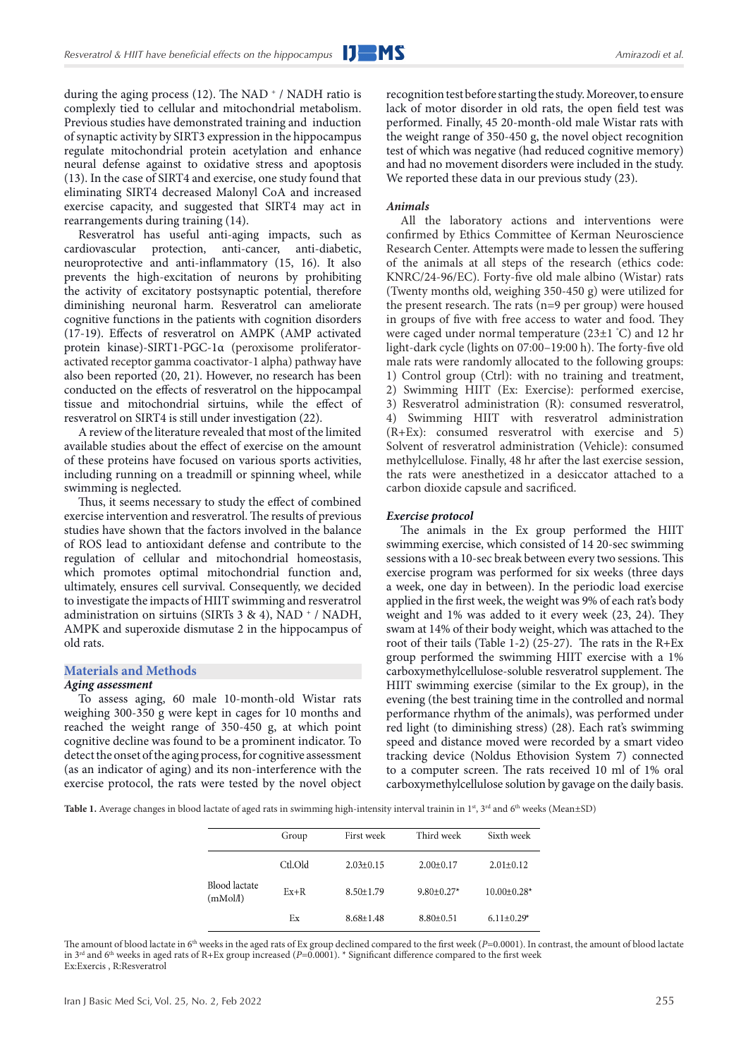during the aging process (12). The NAD $^+$ / NADH ratio is complexly tied to cellular and mitochondrial metabolism. Previous studies have demonstrated training and induction of synaptic activity by SIRT3 expression in the hippocampus regulate mitochondrial protein acetylation and enhance neural defense against to oxidative stress and apoptosis (13). In the case of SIRT4 and exercise, one study found that eliminating SIRT4 decreased Malonyl CoA and increased exercise capacity, and suggested that SIRT4 may act in rearrangements during training (14).

Resveratrol has useful anti-aging impacts, such as cardiovascular protection, anti-cancer, anti-diabetic, neuroprotective and anti-inflammatory (15, 16). It also prevents the high-excitation of neurons by prohibiting the activity of excitatory postsynaptic potential, therefore diminishing neuronal harm. Resveratrol can ameliorate cognitive functions in the patients with cognition disorders (17-19). Effects of resveratrol on AMPK (AMP activated protein kinase)-SIRT1-PGC-1α (peroxisome proliferator-activated receptor gamma coactivator-1 alpha) pathway have also been reported (20, 21). However, no research has been conducted on the effects of resveratrol on the hippocampal tissue and mitochondrial sirtuins, while the effect of resveratrol on SIRT4 is still under investigation (22).

A review of the literature revealed that most of the limited available studies about the effect of exercise on the amount of these proteins have focused on various sports activities, including running on a treadmill or spinning wheel, while swimming is neglected.

Thus, it seems necessary to study the effect of combined exercise intervention and resveratrol. The results of previous studies have shown that the factors involved in the balance of ROS lead to antioxidant defense and contribute to the regulation of cellular and mitochondrial homeostasis, which promotes optimal mitochondrial function and, ultimately, ensures cell survival. Consequently, we decided to investigate the impacts of HIIT swimming and resveratrol administration on sirtuins (SIRTs 3 & 4), NAD $^+$ / NADH, AMPK and superoxide dismutase 2 in the hippocampus of old rats.

## Materials and Methods

### *Aging assessment*

To assess aging, 60 male 10-month-old Wistar rats weighing 300-350 g were kept in cages for 10 months and reached the weight range of 350-450 g, at which point cognitive decline was found to be a prominent indicator. To detect the onset of the aging process, for cognitive assessment (as an indicator of aging) and its non-interference with the exercise protocol, the rats were tested by the novel object recognition test before starting the study. Moreover, to ensure lack of motor disorder in old rats, the open field test was performed. Finally, 45 20-month-old male Wistar rats with the weight range of 350-450 g, the novel object recognition test of which was negative (had reduced cognitive memory) and had no movement disorders were included in the study. We reported these data in our previous study (23).

### *Animals*

All the laboratory actions and interventions were confirmed by Ethics Committee of Kerman Neuroscience Research Center. Attempts were made to lessen the suffering of the animals at all steps of the research (ethics code: KNRC/24-96/EC). Forty-five old male albino (Wistar) rats (Twenty months old, weighing 350-450 g) were utilized for the present research. The rats (n=9 per group) were housed in groups of five with free access to water and food. They were caged under normal temperature (23±1 °C) and 12 hr light-dark cycle (lights on 07:00–19:00 h). The forty-five old male rats were randomly allocated to the following groups: 1) Control group (Ctrl): with no training and treatment, 2) Swimming HIIT (Ex: Exercise): performed exercise, 3) Resveratrol administration (R): consumed resveratrol, 4) Swimming HIIT with resveratrol administration (R+Ex): consumed resveratrol with exercise and 5) Solvent of resveratrol administration (Vehicle): consumed methylcellulose. Finally, 48 hr after the last exercise session, the rats were anesthetized in a desiccator attached to a carbon dioxide capsule and sacrificed.

### *Exercise protocol*

The animals in the Ex group performed the HIIT swimming exercise, which consisted of 14 20-sec swimming sessions with a 10-sec break between every two sessions. This exercise program was performed for six weeks (three days a week, one day in between). In the periodic load exercise applied in the first week, the weight was 9% of each rat's body weight and 1% was added to it every week (23, 24). They swam at 14% of their body weight, which was attached to the root of their tails (Table 1-2) (25-27). The rats in the R+Ex group performed the swimming HIIT exercise with a 1% carboxymethylcellulose-soluble resveratrol supplement. The HIIT swimming exercise (similar to the Ex group), in the evening (the best training time in the controlled and normal performance rhythm of the animals), was performed under red light (to diminishing stress) (28). Each rat's swimming speed and distance moved were recorded by a smart video tracking device (Noldus Ethovision System 7) connected to a computer screen. The rats received 10 ml of 1% oral carboxymethylcellulose solution by gavage on the daily basis.

**Table 1.** Average changes in blood lactate of aged rats in swimming high-intensity interval trainin in 1st, 3rd and 6th weeks (Mean±SD)

| | Group | First week | Third week | Sixth week |
|---|---|---|---|---|
| Blood lactate (mMol/l) | Ctl.Old | 2.03±0.15 | 2.00±0.17 | 2.01±0.12 |
| | Ex+R | 8.50±1.79 | 9.80±0.27* | 10.00±0.28* |
| | Ex | 8.68±1.48 | 8.80±0.51 | 6.11±0.29* |

The amount of blood lactate in 6th weeks in the aged rats of Ex group declined compared to the first week ($P$=0.0001). In contrast, the amount of blood lactate in 3rd and 6th weeks in aged rats of R+Ex group increased ($P$=0.0001). * Significant difference compared to the first week
Ex:Exercis , R:Resveratrol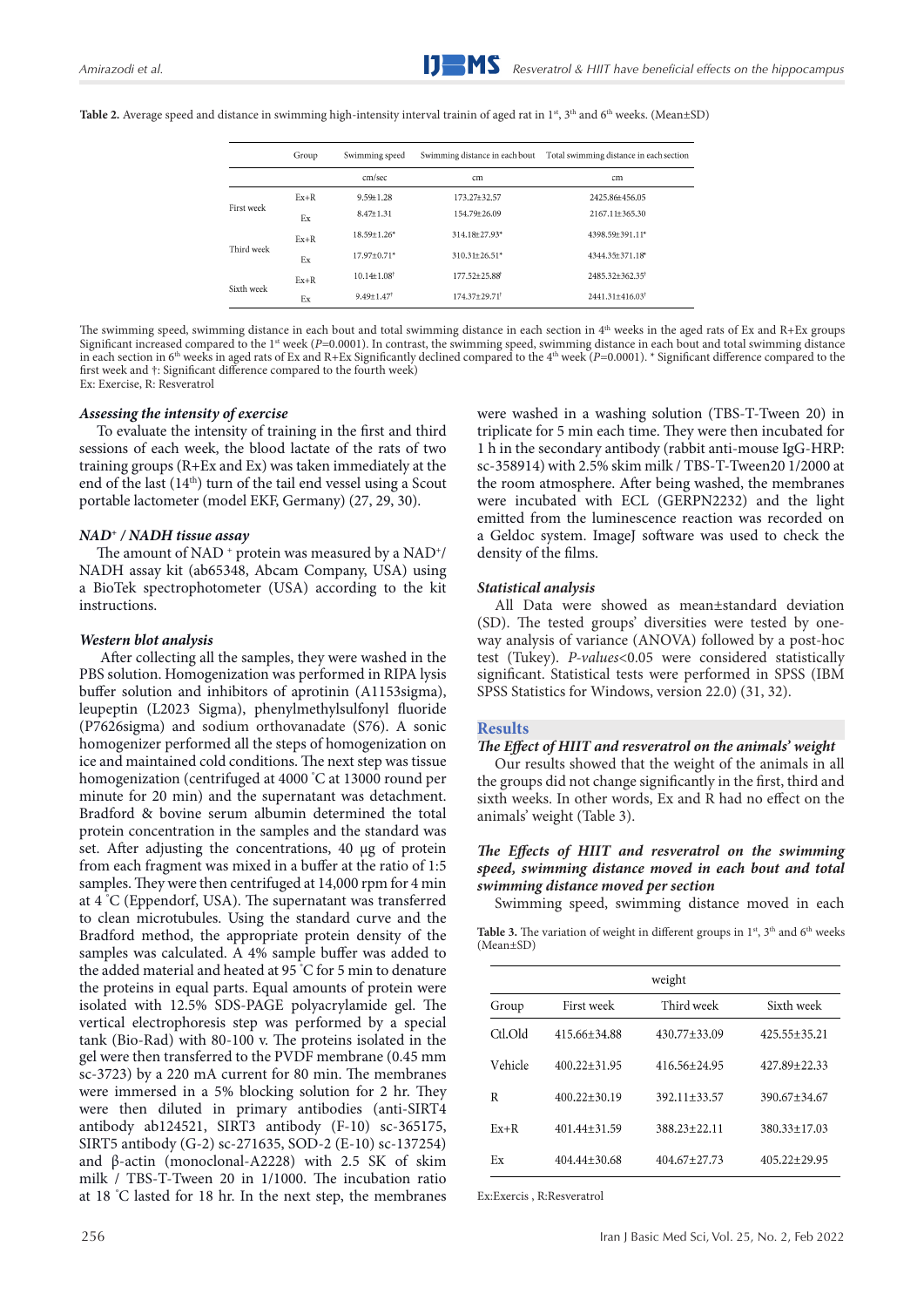**Table 2.** Average speed and distance in swimming high-intensity interval trainin of aged rat in 1st, 3th and 6th weeks. (Mean±SD)

| | Group | Swimming speed | Swimming distance in each bout | Total swimming distance in each section |
|---|---|---|---|---|
| | | cm/sec | cm | cm |
| First week | Ex+R | 9.59±1.28 | 173.27±32.57 | 2425.86±456.05 |
| | Ex | 8.47±1.31 | 154.79±26.09 | 2167.11±365.30 |
| Third week | Ex+R | 18.59±1.26* | 314.18±27.93* | 4398.59±391.11* |
| | Ex | 17.97±0.71* | 310.31±26.51* | 4344.35±371.18* |
| Sixth week | Ex+R | 10.14±1.08† | 177.52±25.88† | 2485.32±362.35† |
| | Ex | 9.49±1.47† | 174.37±29.71† | 2441.31±416.03† |

The swimming speed, swimming distance in each bout and total swimming distance in each section in 4th weeks in the aged rats of Ex and R+Ex groups Significant increased compared to the 1st week ($P$=0.0001). In contrast, the swimming speed, swimming distance in each bout and total swimming distance in each section in 6th weeks in aged rats of Ex and R+Ex Significantly declined compared to the 4th week ($P$=0.0001). * Significant difference compared to the first week and †: Significant difference compared to the fourth week)
Ex: Exercise, R: Resveratrol

### *Assessing the intensity of exercise*

To evaluate the intensity of training in the first and third sessions of each week, the blood lactate of the rats of two training groups (R+Ex and Ex) was taken immediately at the end of the last (14th) turn of the tail end vessel using a Scout portable lactometer (model EKF, Germany) (27, 29, 30).

### *NAD+ / NADH tissue assay*

The amount of NAD + protein was measured by a NAD+/NADH assay kit (ab65348, Abcam Company, USA) using a BioTek spectrophotometer (USA) according to the kit instructions.

### *Western blot analysis*

After collecting all the samples, they were washed in the PBS solution. Homogenization was performed in RIPA lysis buffer solution and inhibitors of aprotinin (A1153sigma), leupeptin (L2023 Sigma), phenylmethylsulfonyl fluoride (P7626sigma) and sodium orthovanadate (S76). A sonic homogenizer performed all the steps of homogenization on ice and maintained cold conditions. The next step was tissue homogenization (centrifuged at 4000 ˚C at 13000 round per minute for 20 min) and the supernatant was detachment. Bradford & bovine serum albumin determined the total protein concentration in the samples and the standard was set. After adjusting the concentrations, 40 µg of protein from each fragment was mixed in a buffer at the ratio of 1:5 samples. They were then centrifuged at 14,000 rpm for 4 min at 4 ˚C (Eppendorf, USA). The supernatant was transferred to clean microtubules. Using the standard curve and the Bradford method, the appropriate protein density of the samples was calculated. A 4% sample buffer was added to the added material and heated at 95 ˚C for 5 min to denature the proteins in equal parts. Equal amounts of protein were isolated with 12.5% SDS-PAGE polyacrylamide gel. The vertical electrophoresis step was performed by a special tank (Bio-Rad) with 80-100 v. The proteins isolated in the gel were then transferred to the PVDF membrane (0.45 mm sc-3723) by a 220 mA current for 80 min. The membranes were immersed in a 5% blocking solution for 2 hr. They were then diluted in primary antibodies (anti-SIRT4 antibody ab124521, SIRT3 antibody (F-10) sc-365175, SIRT5 antibody (G-2) sc-271635, SOD-2 (E-10) sc-137254) and β-actin (monoclonal-A2228) with 2.5 SK of skim milk / TBS-T-Tween 20 in 1/1000. The incubation ratio at 18 ˚C lasted for 18 hr. In the next step, the membranes were washed in a washing solution (TBS-T-Tween 20) in triplicate for 5 min each time. They were then incubated for 1 h in the secondary antibody (rabbit anti-mouse IgG-HRP: sc-358914) with 2.5% skim milk / TBS-T-Tween20 1/2000 at the room atmosphere. After being washed, the membranes were incubated with ECL (GERPN2232) and the light emitted from the luminescence reaction was recorded on a Geldoc system. ImageJ software was used to check the density of the films.

### *Statistical analysis*

All Data were showed as mean±standard deviation (SD). The tested groups' diversities were tested by one-way analysis of variance (ANOVA) followed by a post-hoc test (Tukey). $P$-*values*<0.05 were considered statistically significant. Statistical tests were performed in SPSS (IBM SPSS Statistics for Windows, version 22.0) (31, 32).

## Results

### *The Effect of HIIT and resveratrol on the animals' weight*

Our results showed that the weight of the animals in all the groups did not change significantly in the first, third and sixth weeks. In other words, Ex and R had no effect on the animals' weight (Table 3).

### *The Effects of HIIT and resveratrol on the swimming speed, swimming distance moved in each bout and total swimming distance moved per section*

Swimming speed, swimming distance moved in each

**Table 3.** The variation of weight in different groups in 1st, 3th and 6th weeks (Mean±SD)

| | weight | | |
|---|---|---|---|
| Group | First week | Third week | Sixth week |
| Ctl.Old | 415.66±34.88 | 430.77±33.09 | 425.55±35.21 |
| Vehicle | 400.22±31.95 | 416.56±24.95 | 427.89±22.33 |
| R | 400.22±30.19 | 392.11±33.57 | 390.67±34.67 |
| Ex+R | 401.44±31.59 | 388.23±22.11 | 380.33±17.03 |
| Ex | 404.44±30.68 | 404.67±27.73 | 405.22±29.95 |

Ex:Exercis , R:Resveratrol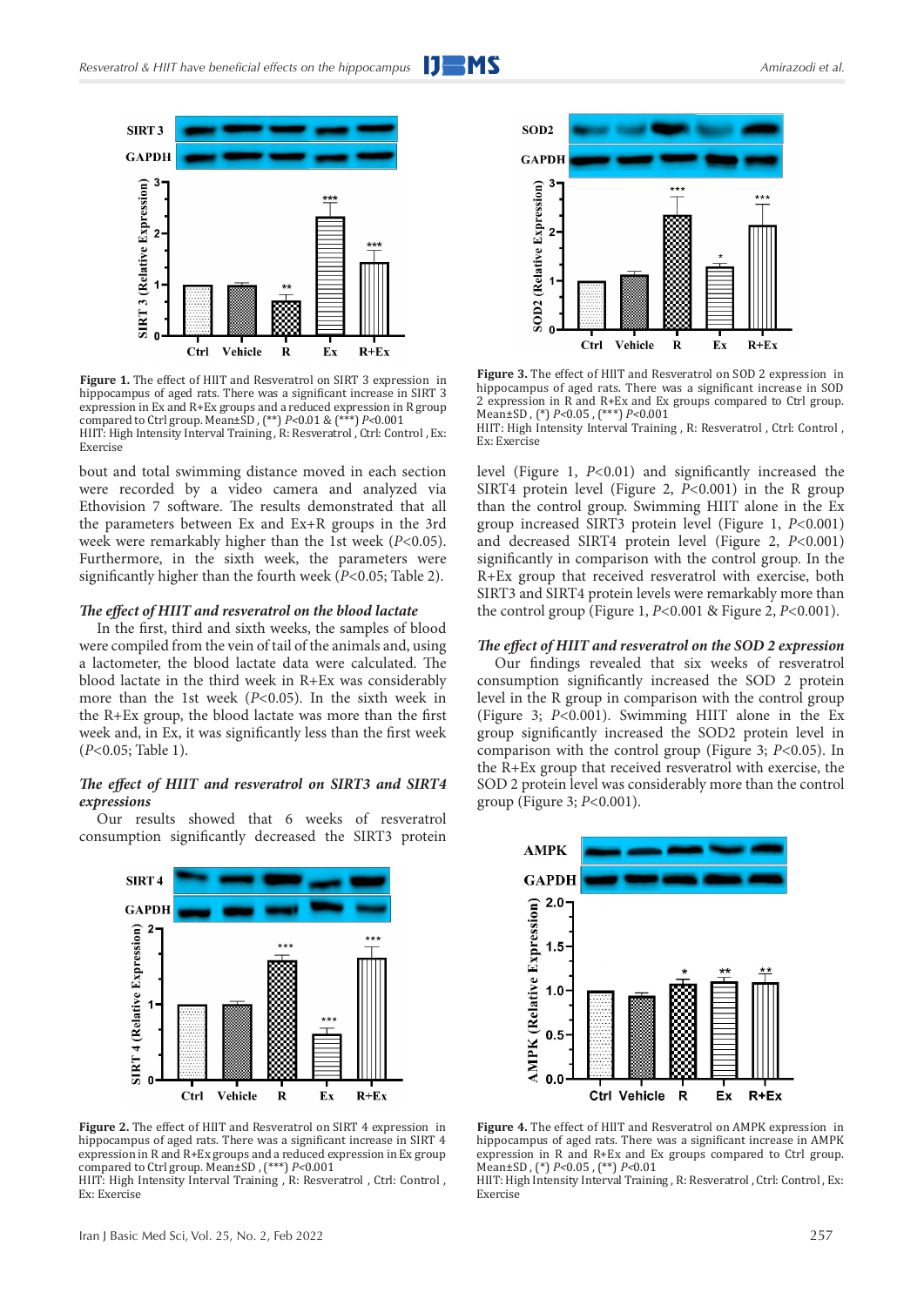**Figure 1.** The effect of HIIT and Resveratrol on SIRT 3 expression in hippocampus of aged rats. There was a significant increase in SIRT 3 expression in Ex and R+Ex groups and a reduced expression in R group compared to Ctrl group. Mean±SD, (**) $P<0.01$ & (***) $P<0.001$
HIIT: High Intensity Interval Training, R: Resveratrol, Ctrl: Control, Ex: Exercise

bout and total swimming distance moved in each section were recorded by a video camera and analyzed via Ethovision 7 software. The results demonstrated that all the parameters between Ex and Ex+R groups in the 3rd week were remarkably higher than the 1st week ($P<0.05$). Furthermore, in the sixth week, the parameters were significantly higher than the fourth week ($P<0.05$; Table 2).

### *The effect of HIIT and resveratrol on the blood lactate*

In the first, third and sixth weeks, the samples of blood were compiled from the vein of tail of the animals and, using a lactometer, the blood lactate data were calculated. The blood lactate in the third week in R+Ex was considerably more than the 1st week ($P<0.05$). In the sixth week in the R+Ex group, the blood lactate was more than the first week and, in Ex, it was significantly less than the first week ($P<0.05$; Table 1).

### *The effect of HIIT and resveratrol on SIRT3 and SIRT4 expressions*

Our results showed that 6 weeks of resveratrol consumption significantly decreased the SIRT3 protein level (Figure 1, $P<0.01$) and significantly increased the SIRT4 protein level (Figure 2, $P<0.001$) in the R group than the control group. Swimming HIIT alone in the Ex group increased SIRT3 protein level (Figure 1, $P<0.001$) and decreased SIRT4 protein level (Figure 2, $P<0.001$) significantly in comparison with the control group. In the R+Ex group that received resveratrol with exercise, both SIRT3 and SIRT4 protein levels were remarkably more than the control group (Figure 1, $P<0.001$ & Figure 2, $P<0.001$).

**Figure 2.** The effect of HIIT and Resveratrol on SIRT 4 expression in hippocampus of aged rats. There was a significant increase in SIRT 4 expression in R and R+Ex groups and a reduced expression in Ex group compared to Ctrl group. Mean±SD, (***) $P<0.001$
HIIT: High Intensity Interval Training, R: Resveratrol, Ctrl: Control, Ex: Exercise

**Figure 3.** The effect of HIIT and Resveratrol on SOD 2 expression in hippocampus of aged rats. There was a significant increase in SOD 2 expression in R and R+Ex and Ex groups compared to Ctrl group. Mean±SD, (*) $P<0.05$, (***) $P<0.001$
HIIT: High Intensity Interval Training, R: Resveratrol, Ctrl: Control, Ex: Exercise

### *The effect of HIIT and resveratrol on the SOD 2 expression*

Our findings revealed that six weeks of resveratrol consumption significantly increased the SOD 2 protein level in the R group in comparison with the control group (Figure 3; $P<0.001$). Swimming HIIT alone in the Ex group significantly increased the SOD2 protein level in comparison with the control group (Figure 3; $P<0.05$). In the R+Ex group that received resveratrol with exercise, the SOD 2 protein level was considerably more than the control group (Figure 3; $P<0.001$).

**Figure 4.** The effect of HIIT and Resveratrol on AMPK expression in hippocampus of aged rats. There was a significant increase in AMPK expression in R and R+Ex and Ex groups compared to Ctrl group. Mean±SD, (*) $P<0.05$, (**) $P<0.01$
HIIT: High Intensity Interval Training, R: Resveratrol, Ctrl: Control, Ex: Exercise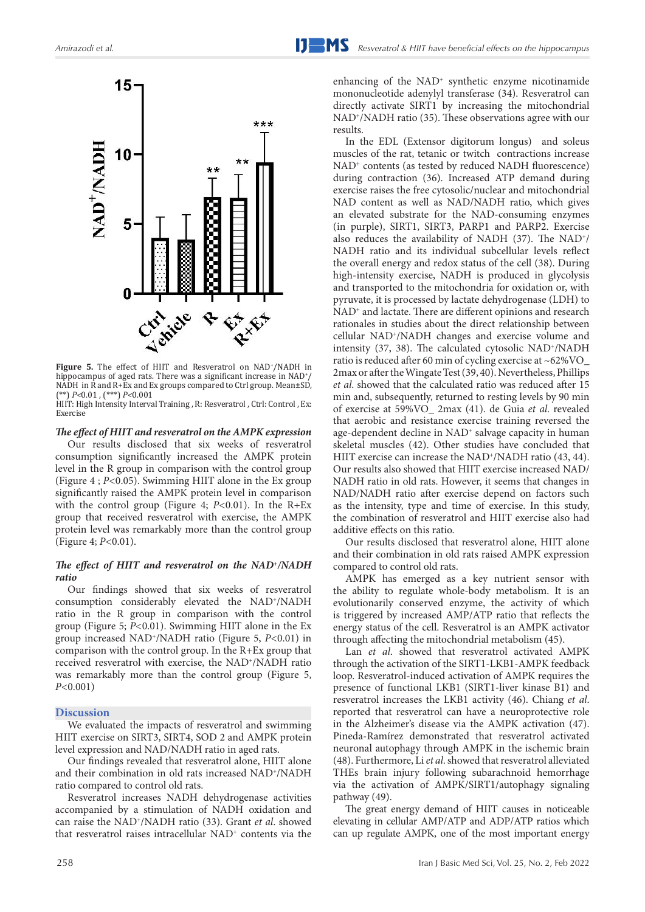Figure 5. The effect of HIIT and Resveratrol on NAD$^+$/NADH in hippocampus of aged rats. There was a significant increase in NAD$^+$/NADH in R and R+Ex and Ex groups compared to Ctrl group. Mean±SD, (**) $P$<0.01 , (***) $P$<0.001

HIIT: High Intensity Interval Training , R: Resveratrol , Ctrl: Control , Ex: Exercise

### *The effect of HIIT and resveratrol on the AMPK expression*

Our results disclosed that six weeks of resveratrol consumption significantly increased the AMPK protein level in the R group in comparison with the control group (Figure 4 ; $P$<0.05). Swimming HIIT alone in the Ex group significantly raised the AMPK protein level in comparison with the control group (Figure 4; $P$<0.01). In the R+Ex group that received resveratrol with exercise, the AMPK protein level was remarkably more than the control group (Figure 4; $P$<0.01).

### *The effect of HIIT and resveratrol on the NAD$^+$/NADH ratio*

Our findings showed that six weeks of resveratrol consumption considerably elevated the NAD$^+$/NADH ratio in the R group in comparison with the control group (Figure 5; $P$<0.01). Swimming HIIT alone in the Ex group increased NAD$^+$/NADH ratio (Figure 5, $P$<0.01) in comparison with the control group. In the R+Ex group that received resveratrol with exercise, the NAD$^+$/NADH ratio was remarkably more than the control group (Figure 5, $P$<0.001)

## Discussion

We evaluated the impacts of resveratrol and swimming HIIT exercise on SIRT3, SIRT4, SOD 2 and AMPK protein level expression and NAD/NADH ratio in aged rats.

Our findings revealed that resveratrol alone, HIIT alone and their combination in old rats increased NAD$^+$/NADH ratio compared to control old rats.

Resveratrol increases NADH dehydrogenase activities accompanied by a stimulation of NADH oxidation and can raise the NAD$^+$/NADH ratio (33). Grant *et al.* showed that resveratrol raises intracellular NAD$^+$ contents via the enhancing of the NAD$^+$ synthetic enzyme nicotinamide mononucleotide adenylyl transferase (34). Resveratrol can directly activate SIRT1 by increasing the mitochondrial NAD$^+$/NADH ratio (35). These observations agree with our results.

In the EDL (Extensor digitorum longus) and soleus muscles of the rat, tetanic or twitch contractions increase NAD$^+$ contents (as tested by reduced NADH fluorescence) during contraction (36). Increased ATP demand during exercise raises the free cytosolic/nuclear and mitochondrial NAD content as well as NAD/NADH ratio, which gives an elevated substrate for the NAD-consuming enzymes (in purple), SIRT1, SIRT3, PARP1 and PARP2. Exercise also reduces the availability of NADH (37). The NAD$^+$/NADH ratio and its individual subcellular levels reflect the overall energy and redox status of the cell (38). During high-intensity exercise, NADH is produced in glycolysis and transported to the mitochondria for oxidation or, with pyruvate, it is processed by lactate dehydrogenase (LDH) to NAD$^+$ and lactate. There are different opinions and research rationales in studies about the direct relationship between cellular NAD$^+$/NADH changes and exercise volume and intensity (37, 38). The calculated cytosolic NAD$^+$/NADH ratio is reduced after 60 min of cycling exercise at ~62%VO_ 2max or after the Wingate Test (39, 40). Nevertheless, Phillips *et al.* showed that the calculated ratio was reduced after 15 min and, subsequently, returned to resting levels by 90 min of exercise at 59%VO_ 2max (41). de Guia *et al.* revealed that aerobic and resistance exercise training reversed the age-dependent decline in NAD$^+$ salvage capacity in human skeletal muscles (42). Other studies have concluded that HIIT exercise can increase the NAD$^+$/NADH ratio (43, 44). Our results also showed that HIIT exercise increased NAD/NADH ratio in old rats. However, it seems that changes in NAD/NADH ratio after exercise depend on factors such as the intensity, type and time of exercise. In this study, the combination of resveratrol and HIIT exercise also had additive effects on this ratio.

Our results disclosed that resveratrol alone, HIIT alone and their combination in old rats raised AMPK expression compared to control old rats.

AMPK has emerged as a key nutrient sensor with the ability to regulate whole-body metabolism. It is an evolutionarily conserved enzyme, the activity of which is triggered by increased AMP/ATP ratio that reflects the energy status of the cell. Resveratrol is an AMPK activator through affecting the mitochondrial metabolism (45).

Lan *et al.* showed that resveratrol activated AMPK through the activation of the SIRT1-LKB1-AMPK feedback loop. Resveratrol-induced activation of AMPK requires the presence of functional LKB1 (SIRT1-liver kinase B1) and resveratrol increases the LKB1 activity (46). Chiang *et al.* reported that resveratrol can have a neuroprotective role in the Alzheimer's disease via the AMPK activation (47). Pineda-Ramírez demonstrated that resveratrol activated neuronal autophagy through AMPK in the ischemic brain (48). Furthermore, Li *et al.* showed that resveratrol alleviated THEs brain injury following subarachnoid hemorrhage via the activation of AMPK/SIRT1/autophagy signaling pathway (49).

The great energy demand of HIIT causes in noticeable elevating in cellular AMP/ATP and ADP/ATP ratios which can up regulate AMPK, one of the most important energy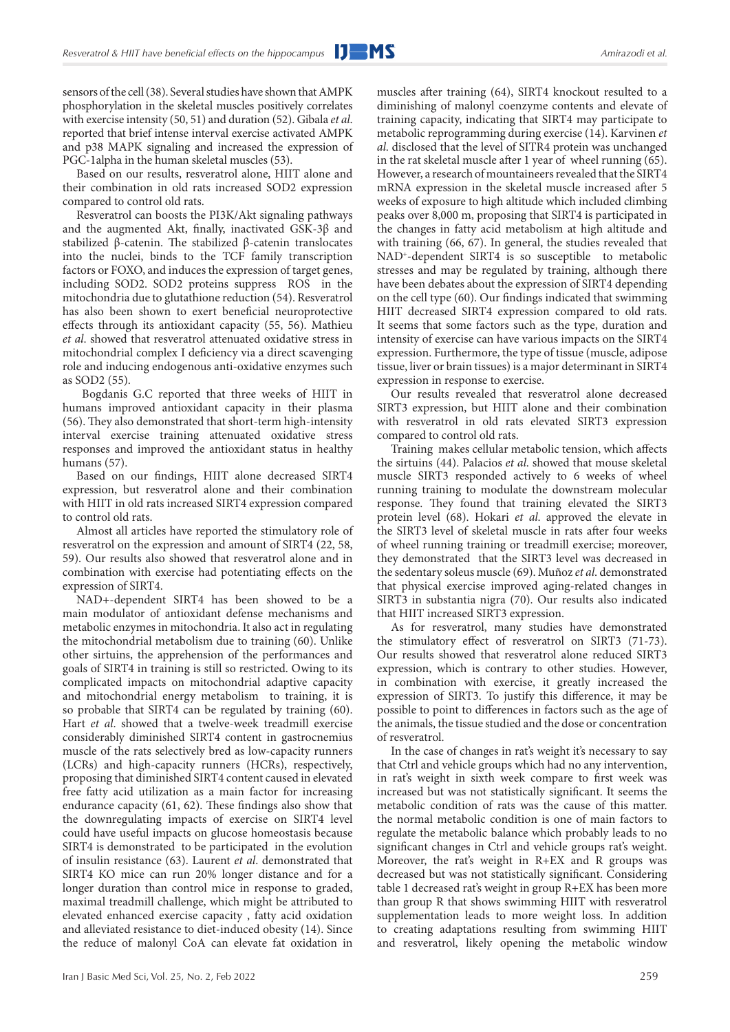sensors of the cell (38). Several studies have shown that AMPK phosphorylation in the skeletal muscles positively correlates with exercise intensity (50, 51) and duration (52). Gibala *et al.* reported that brief intense interval exercise activated AMPK and p38 MAPK signaling and increased the expression of PGC-1alpha in the human skeletal muscles (53).

Based on our results, resveratrol alone, HIIT alone and their combination in old rats increased SOD2 expression compared to control old rats.

Resveratrol can boosts the PI3K/Akt signaling pathways and the augmented Akt, finally, inactivated GSK-3β and stabilized β-catenin. The stabilized β-catenin translocates into the nuclei, binds to the TCF family transcription factors or FOXO, and induces the expression of target genes, including SOD2. SOD2 proteins suppress ROS in the mitochondria due to glutathione reduction (54). Resveratrol has also been shown to exert beneficial neuroprotective effects through its antioxidant capacity (55, 56). Mathieu *et al*. showed that resveratrol attenuated oxidative stress in mitochondrial complex I deficiency via a direct scavenging role and inducing endogenous anti-oxidative enzymes such as SOD2 (55).

Bogdanis G.C reported that three weeks of HIIT in humans improved antioxidant capacity in their plasma (56). They also demonstrated that short-term high-intensity interval exercise training attenuated oxidative stress responses and improved the antioxidant status in healthy humans (57).

Based on our findings, HIIT alone decreased SIRT4 expression, but resveratrol alone and their combination with HIIT in old rats increased SIRT4 expression compared to control old rats.

Almost all articles have reported the stimulatory role of resveratrol on the expression and amount of SIRT4 (22, 58, 59). Our results also showed that resveratrol alone and in combination with exercise had potentiating effects on the expression of SIRT4.

NAD+-dependent SIRT4 has been showed to be a main modulator of antioxidant defense mechanisms and metabolic enzymes in mitochondria. It also act in regulating the mitochondrial metabolism due to training (60). Unlike other sirtuins, the apprehension of the performances and goals of SIRT4 in training is still so restricted. Owing to its complicated impacts on mitochondrial adaptive capacity and mitochondrial energy metabolism to training, it is so probable that SIRT4 can be regulated by training (60). Hart *et al*. showed that a twelve-week treadmill exercise considerably diminished SIRT4 content in gastrocnemius muscle of the rats selectively bred as low-capacity runners (LCRs) and high-capacity runners (HCRs), respectively, proposing that diminished SIRT4 content caused in elevated free fatty acid utilization as a main factor for increasing endurance capacity (61, 62). These findings also show that the downregulating impacts of exercise on SIRT4 level could have useful impacts on glucose homeostasis because SIRT4 is demonstrated to be participated in the evolution of insulin resistance (63). Laurent *et al*. demonstrated that SIRT4 KO mice can run 20% longer distance and for a longer duration than control mice in response to graded, maximal treadmill challenge, which might be attributed to elevated enhanced exercise capacity , fatty acid oxidation and alleviated resistance to diet-induced obesity (14). Since the reduce of malonyl CoA can elevate fat oxidation in muscles after training (64), SIRT4 knockout resulted to a diminishing of malonyl coenzyme contents and elevate of training capacity, indicating that SIRT4 may participate to metabolic reprogramming during exercise (14). Karvinen *et al*. disclosed that the level of SITR4 protein was unchanged in the rat skeletal muscle after 1 year of wheel running (65). However, a research of mountaineers revealed that the SIRT4 mRNA expression in the skeletal muscle increased after 5 weeks of exposure to high altitude which included climbing peaks over 8,000 m, proposing that SIRT4 is participated in the changes in fatty acid metabolism at high altitude and with training (66, 67). In general, the studies revealed that NAD$^+$-dependent SIRT4 is so susceptible to metabolic stresses and may be regulated by training, although there have been debates about the expression of SIRT4 depending on the cell type (60). Our findings indicated that swimming HIIT decreased SIRT4 expression compared to old rats. It seems that some factors such as the type, duration and intensity of exercise can have various impacts on the SIRT4 expression. Furthermore, the type of tissue (muscle, adipose tissue, liver or brain tissues) is a major determinant in SIRT4 expression in response to exercise.

Our results revealed that resveratrol alone decreased SIRT3 expression, but HIIT alone and their combination with resveratrol in old rats elevated SIRT3 expression compared to control old rats.

Training makes cellular metabolic tension, which affects the sirtuins (44). Palacios *et al*. showed that mouse skeletal muscle SIRT3 responded actively to 6 weeks of wheel running training to modulate the downstream molecular response. They found that training elevated the SIRT3 protein level (68). Hokari *et al*. approved the elevate in the SIRT3 level of skeletal muscle in rats after four weeks of wheel running training or treadmill exercise; moreover, they demonstrated that the SIRT3 level was decreased in the sedentary soleus muscle (69). Muñoz *et al*. demonstrated that physical exercise improved aging-related changes in SIRT3 in substantia nigra (70). Our results also indicated that HIIT increased SIRT3 expression.

As for resveratrol, many studies have demonstrated the stimulatory effect of resveratrol on SIRT3 (71-73). Our results showed that resveratrol alone reduced SIRT3 expression, which is contrary to other studies. However, in combination with exercise, it greatly increased the expression of SIRT3. To justify this difference, it may be possible to point to differences in factors such as the age of the animals, the tissue studied and the dose or concentration of resveratrol.

In the case of changes in rat's weight it's necessary to say that Ctrl and vehicle groups which had no any intervention, in rat's weight in sixth week compare to first week was increased but was not statistically significant. It seems the metabolic condition of rats was the cause of this matter. the normal metabolic condition is one of main factors to regulate the metabolic balance which probably leads to no significant changes in Ctrl and vehicle groups rat's weight. Moreover, the rat's weight in R+EX and R groups was decreased but was not statistically significant. Considering table 1 decreased rat's weight in group R+EX has been more than group R that shows swimming HIIT with resveratrol supplementation leads to more weight loss. In addition to creating adaptations resulting from swimming HIIT and resveratrol, likely opening the metabolic window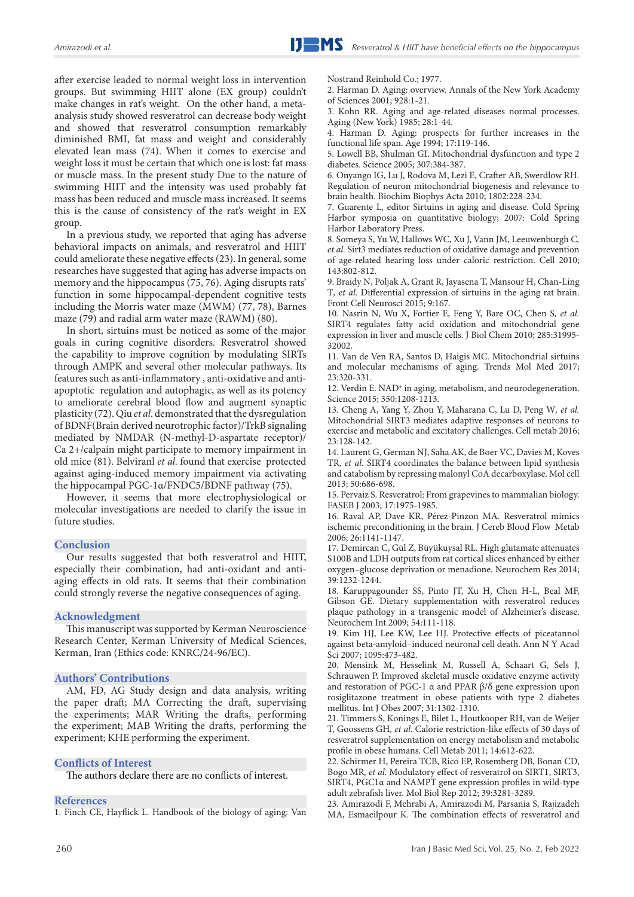after exercise leaded to normal weight loss in intervention groups. But swimming HIIT alone (EX group) couldn't make changes in rat's weight. On the other hand, a meta-analysis study showed resveratrol can decrease body weight and showed that resveratrol consumption remarkably diminished BMI, fat mass and weight and considerably elevated lean mass (74). When it comes to exercise and weight loss it must be certain that which one is lost: fat mass or muscle mass. In the present study Due to the nature of swimming HIIT and the intensity was used probably fat mass has been reduced and muscle mass increased. It seems this is the cause of consistency of the rat's weight in EX group.

In a previous study, we reported that aging has adverse behavioral impacts on animals, and resveratrol and HIIT could ameliorate these negative effects (23). In general, some researches have suggested that aging has adverse impacts on memory and the hippocampus (75, 76). Aging disrupts rats' function in some hippocampal-dependent cognitive tests including the Morris water maze (MWM) (77, 78), Barnes maze (79) and radial arm water maze (RAWM) (80).

In short, sirtuins must be noticed as some of the major goals in curing cognitive disorders. Resveratrol showed the capability to improve cognition by modulating SIRTs through AMPK and several other molecular pathways. Its features such as anti-inflammatory , anti-oxidative and anti-apoptotic regulation and autophagic, as well as its potency to ameliorate cerebral blood flow and augment synaptic plasticity (72). Qiu *et al.* demonstrated that the dysregulation of BDNF(Brain derived neurotrophic factor)/TrkB signaling mediated by NMDAR (N-methyl-D-aspartate receptor)/Ca 2+/calpain might participate to memory impairment in old mice (81). Belviranl *et al.* found that exercise protected against aging-induced memory impairment via activating the hippocampal PGC-1α/FNDC5/BDNF pathway (75).

However, it seems that more electrophysiological or molecular investigations are needed to clarify the issue in future studies.

## Conclusion

Our results suggested that both resveratrol and HIIT, especially their combination, had anti-oxidant and anti-aging effects in old rats. It seems that their combination could strongly reverse the negative consequences of aging.

## Acknowledgment

This manuscript was supported by Kerman Neuroscience Research Center, Kerman University of Medical Sciences, Kerman, Iran (Ethics code: KNRC/24-96/EC).

## Authors' Contributions

AM, FD, AG Study design and data analysis, writing the paper draft; MA Correcting the draft, supervising the experiments; MAR Writing the drafts, performing the experiment; MAB Writing the drafts, performing the experiment; KHE performing the experiment.

## Conflicts of Interest

The authors declare there are no conflicts of interest.

## References

1. Finch CE, Hayflick L. Handbook of the biology of aging: Van Nostrand Reinhold Co.; 1977.
2. Harman D. Aging: overview. Annals of the New York Academy of Sciences 2001; 928:1-21.
3. Kohn RR. Aging and age-related diseases normal processes. Aging (New York) 1985; 28:1-44.
4. Harman D. Aging: prospects for further increases in the functional life span. Age 1994; 17:119-146.
5. Lowell BB, Shulman GI. Mitochondrial dysfunction and type 2 diabetes. Science 2005; 307:384-387.
6. Onyango IG, Lu J, Rodova M, Lezi E, Crafter AB, Swerdlow RH. Regulation of neuron mitochondrial biogenesis and relevance to brain health. Biochim Biophys Acta 2010; 1802:228-234.
7. Guarente L, editor Sirtuins in aging and disease. Cold Spring Harbor symposia on quantitative biology; 2007: Cold Spring Harbor Laboratory Press.
8. Someya S, Yu W, Hallows WC, Xu J, Vann JM, Leeuwenburgh C, *et al.* Sirt3 mediates reduction of oxidative damage and prevention of age-related hearing loss under caloric restriction. Cell 2010; 143:802-812.
9. Braidy N, Poljak A, Grant R, Jayasena T, Mansour H, Chan-Ling T, *et al.* Differential expression of sirtuins in the aging rat brain. Front Cell Neurosci 2015; 9:167.
10. Nasrin N, Wu X, Fortier E, Feng Y, Bare OC, Chen S, *et al.* SIRT4 regulates fatty acid oxidation and mitochondrial gene expression in liver and muscle cells. J Biol Chem 2010; 285:31995-32002.
11. Van de Ven RA, Santos D, Haigis MC. Mitochondrial sirtuins and molecular mechanisms of aging. Trends Mol Med 2017; 23:320-331.
12. Verdin E. NAD+ in aging, metabolism, and neurodegeneration. Science 2015; 350:1208-1213.
13. Cheng A, Yang Y, Zhou Y, Maharana C, Lu D, Peng W, *et al.* Mitochondrial SIRT3 mediates adaptive responses of neurons to exercise and metabolic and excitatory challenges. Cell metab 2016; 23:128-142.
14. Laurent G, German NJ, Saha AK, de Boer VC, Davies M, Koves TR, *et al.* SIRT4 coordinates the balance between lipid synthesis and catabolism by repressing malonyl CoA decarboxylase. Mol cell 2013; 50:686-698.
15. Pervaiz S. Resveratrol: From grapevines to mammalian biology. FASEB J 2003; 17:1975-1985.
16. Raval AP, Dave KR, Pérez-Pinzon MA. Resveratrol mimics ischemic preconditioning in the brain. J Cereb Blood Flow Metab 2006; 26:1141-1147.
17. Demircan C, Gül Z, Büyükuysal RL. High glutamate attenuates S100B and LDH outputs from rat cortical slices enhanced by either oxygen–glucose deprivation or menadione. Neurochem Res 2014; 39:1232-1244.
18. Karuppagounder SS, Pinto JT, Xu H, Chen H-L, Beal MF, Gibson GE. Dietary supplementation with resveratrol reduces plaque pathology in a transgenic model of Alzheimer's disease. Neurochem Int 2009; 54:111-118.
19. Kim HJ, Lee KW, Lee HJ. Protective effects of piceatannol against beta-amyloid–induced neuronal cell death. Ann N Y Acad Sci 2007; 1095:473-482.
20. Mensink M, Hesselink M, Russell A, Schaart G, Sels J, Schrauwen P. Improved skeletal muscle oxidative enzyme activity and restoration of PGC-1 α and PPAR β/δ gene expression upon rosiglitazone treatment in obese patients with type 2 diabetes mellitus. Int J Obes 2007; 31:1302-1310.
21. Timmers S, Konings E, Bilet L, Houtkooper RH, van de Weijer T, Goossens GH, *et al.* Calorie restriction-like effects of 30 days of resveratrol supplementation on energy metabolism and metabolic profile in obese humans. Cell Metab 2011; 14:612-622.
22. Schirmer H, Pereira TCB, Rico EP, Rosemberg DB, Bonan CD, Bogo MR, *et al.* Modulatory effect of resveratrol on SIRT1, SIRT3, SIRT4, PGC1α and NAMPT gene expression profiles in wild-type adult zebrafish liver. Mol Biol Rep 2012; 39:3281-3289.
23. Amirazodi F, Mehrabi A, Amirazodi M, Parsania S, Rajizadeh MA, Esmaeilpour K. The combination effects of resveratrol and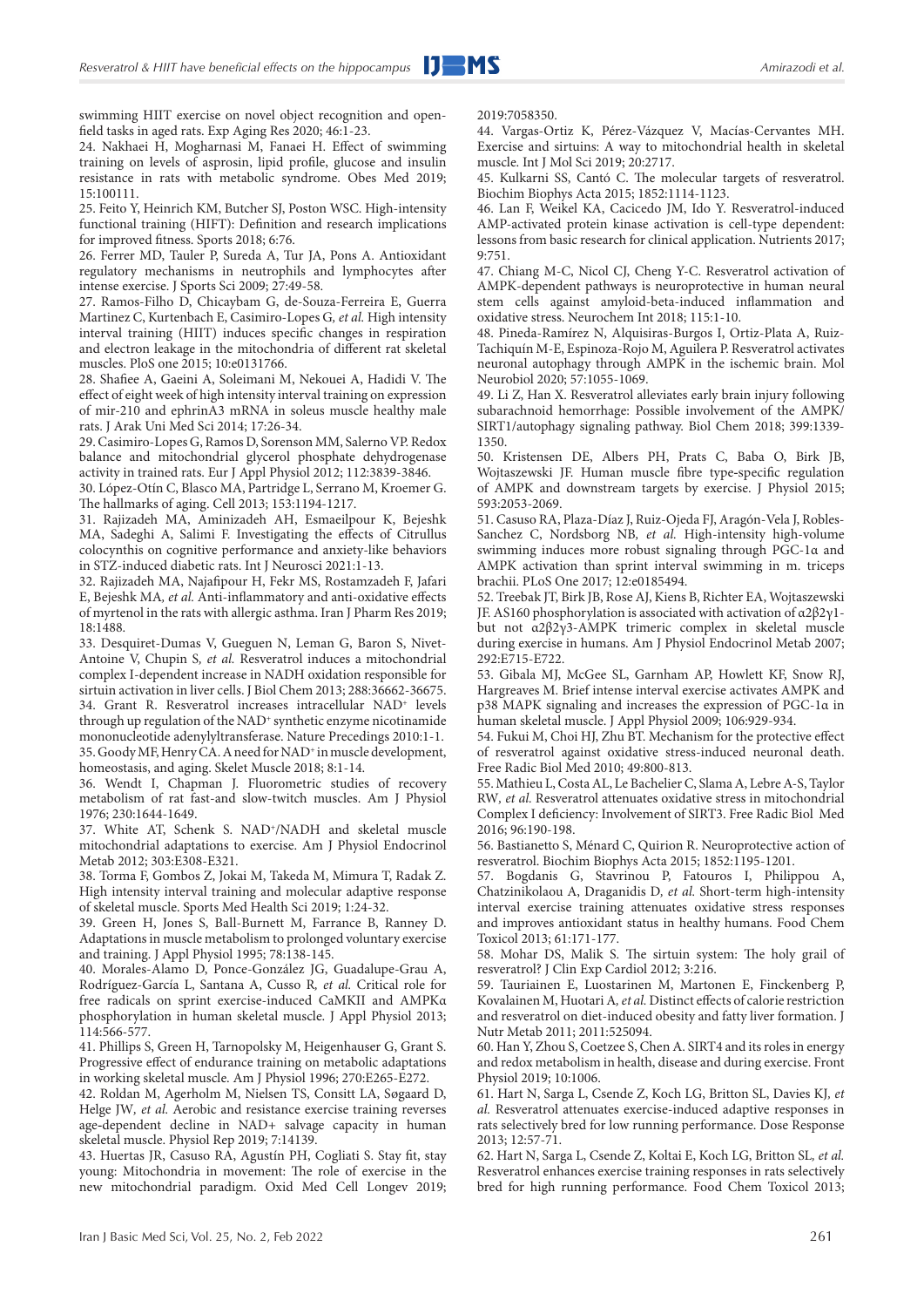swimming HIIT exercise on novel object recognition and open-field tasks in aged rats. Exp Aging Res 2020; 46:1-23.

24. Nakhaei H, Mogharnasi M, Fanaei H. Effect of swimming training on levels of asprosin, lipid profile, glucose and insulin resistance in rats with metabolic syndrome. Obes Med 2019; 15:100111.

25. Feito Y, Heinrich KM, Butcher SJ, Poston WSC. High-intensity functional training (HIFT): Definition and research implications for improved fitness. Sports 2018; 6:76.

26. Ferrer MD, Tauler P, Sureda A, Tur JA, Pons A. Antioxidant regulatory mechanisms in neutrophils and lymphocytes after intense exercise. J Sports Sci 2009; 27:49-58.

27. Ramos-Filho D, Chicaybam G, de-Souza-Ferreira E, Guerra Martinez C, Kurtenbach E, Casimiro-Lopes G, *et al.* High intensity interval training (HIIT) induces specific changes in respiration and electron leakage in the mitochondria of different rat skeletal muscles. PloS one 2015; 10:e0131766.

28. Shafiee A, Gaeini A, Soleimani M, Nekouei A, Hadidi V. The effect of eight week of high intensity interval training on expression of mir-210 and ephrinA3 mRNA in soleus muscle healthy male rats. J Arak Uni Med Sci 2014; 17:26-34.

29. Casimiro-Lopes G, Ramos D, Sorenson MM, Salerno VP. Redox balance and mitochondrial glycerol phosphate dehydrogenase activity in trained rats. Eur J Appl Physiol 2012; 112:3839-3846.

30. López-Otín C, Blasco MA, Partridge L, Serrano M, Kroemer G. The hallmarks of aging. Cell 2013; 153:1194-1217.

31. Rajizadeh MA, Aminizadeh AH, Esmaeilpour K, Bejeshk MA, Sadeghi A, Salimi F. Investigating the effects of Citrullus colocynthis on cognitive performance and anxiety-like behaviors in STZ-induced diabetic rats. Int J Neurosci 2021:1-13.

32. Rajizadeh MA, Najafipour H, Fekr MS, Rostamzadeh F, Jafari E, Bejeshk MA, *et al.* Anti-inflammatory and anti-oxidative effects of myrtenol in the rats with allergic asthma. Iran J Pharm Res 2019; 18:1488.

33. Desquiret-Dumas V, Gueguen N, Leman G, Baron S, Nivet-Antoine V, Chupin S, *et al.* Resveratrol induces a mitochondrial complex I-dependent increase in NADH oxidation responsible for sirtuin activation in liver cells. J Biol Chem 2013; 288:36662-36675.

34. Grant R. Resveratrol increases intracellular $NAD^+$ levels through up regulation of the $NAD^+$ synthetic enzyme nicotinamide mononucleotide adenylyltransferase. Nature Precedings 2010:1-1.

35. Goody MF, Henry CA. A need for $NAD^+$ in muscle development, homeostasis, and aging. Skelet Muscle 2018; 8:1-14.

36. Wendt I, Chapman J. Fluorometric studies of recovery metabolism of rat fast-and slow-twitch muscles. Am J Physiol 1976; 230:1644-1649.

37. White AT, Schenk S. $NAD^+$/NADH and skeletal muscle mitochondrial adaptations to exercise. Am J Physiol Endocrinol Metab 2012; 303:E308-E321.

38. Torma F, Gombos Z, Jokai M, Takeda M, Mimura T, Radak Z. High intensity interval training and molecular adaptive response of skeletal muscle. Sports Med Health Sci 2019; 1:24-32.

39. Green H, Jones S, Ball-Burnett M, Farrance B, Ranney D. Adaptations in muscle metabolism to prolonged voluntary exercise and training. J Appl Physiol 1995; 78:138-145.

40. Morales-Alamo D, Ponce-González JG, Guadalupe-Grau A, Rodríguez-García L, Santana A, Cusso R, *et al.* Critical role for free radicals on sprint exercise-induced CaMKII and AMPKα phosphorylation in human skeletal muscle. J Appl Physiol 2013; 114:566-577.

41. Phillips S, Green H, Tarnopolsky M, Heigenhauser G, Grant S. Progressive effect of endurance training on metabolic adaptations in working skeletal muscle. Am J Physiol 1996; 270:E265-E272.

42. Roldan M, Agerholm M, Nielsen TS, Consitt LA, Søgaard D, Helge JW, *et al.* Aerobic and resistance exercise training reverses age-dependent decline in NAD+ salvage capacity in human skeletal muscle. Physiol Rep 2019; 7:14139.

43. Huertas JR, Casuso RA, Agustín PH, Cogliati S. Stay fit, stay young: Mitochondria in movement: The role of exercise in the new mitochondrial paradigm. Oxid Med Cell Longev 2019; 2019:7058350.

44. Vargas-Ortiz K, Pérez-Vázquez V, Macías-Cervantes MH. Exercise and sirtuins: A way to mitochondrial health in skeletal muscle. Int J Mol Sci 2019; 20:2717.

45. Kulkarni SS, Cantó C. The molecular targets of resveratrol. Biochim Biophys Acta 2015; 1852:1114-1123.

46. Lan F, Weikel KA, Cacicedo JM, Ido Y. Resveratrol-induced AMP-activated protein kinase activation is cell-type dependent: lessons from basic research for clinical application. Nutrients 2017; 9:751.

47. Chiang M-C, Nicol CJ, Cheng Y-C. Resveratrol activation of AMPK-dependent pathways is neuroprotective in human neural stem cells against amyloid-beta-induced inflammation and oxidative stress. Neurochem Int 2018; 115:1-10.

48. Pineda-Ramírez N, Alquisiras-Burgos I, Ortiz-Plata A, Ruiz-Tachiquín M-E, Espinoza-Rojo M, Aguilera P. Resveratrol activates neuronal autophagy through AMPK in the ischemic brain. Mol Neurobiol 2020; 57:1055-1069.

49. Li Z, Han X. Resveratrol alleviates early brain injury following subarachnoid hemorrhage: Possible involvement of the AMPK/SIRT1/autophagy signaling pathway. Biol Chem 2018; 399:1339-1350.

50. Kristensen DE, Albers PH, Prats C, Baba O, Birk JB, Wojtaszewski JF. Human muscle fibre type-specific regulation of AMPK and downstream targets by exercise. J Physiol 2015; 593:2053-2069.

51. Casuso RA, Plaza-Díaz J, Ruiz-Ojeda FJ, Aragón-Vela J, Robles-Sanchez C, Nordsborg NB, *et al.* High-intensity high-volume swimming induces more robust signaling through PGC-1α and AMPK activation than sprint interval swimming in m. triceps brachii. PLoS One 2017; 12:e0185494.

52. Treebak JT, Birk JB, Rose AJ, Kiens B, Richter EA, Wojtaszewski JF. AS160 phosphorylation is associated with activation of $\alpha 2\beta 2\gamma 1$- but not $\alpha 2\beta 2\gamma 3$-AMPK trimeric complex in skeletal muscle during exercise in humans. Am J Physiol Endocrinol Metab 2007; 292:E715-E722.

53. Gibala MJ, McGee SL, Garnham AP, Howlett KF, Snow RJ, Hargreaves M. Brief intense interval exercise activates AMPK and p38 MAPK signaling and increases the expression of PGC-1α in human skeletal muscle. J Appl Physiol 2009; 106:929-934.

54. Fukui M, Choi HJ, Zhu BT. Mechanism for the protective effect of resveratrol against oxidative stress-induced neuronal death. Free Radic Biol Med 2010; 49:800-813.

55. Mathieu L, Costa AL, Le Bachelier C, Slama A, Lebre A-S, Taylor RW, *et al.* Resveratrol attenuates oxidative stress in mitochondrial Complex I deficiency: Involvement of SIRT3. Free Radic Biol Med 2016; 96:190-198.

56. Bastianetto S, Ménard C, Quirion R. Neuroprotective action of resveratrol. Biochim Biophys Acta 2015; 1852:1195-1201.

57. Bogdanis G, Stavrinou P, Fatouros I, Philippou A, Chatzinikolaou A, Draganidis D, *et al.* Short-term high-intensity interval exercise training attenuates oxidative stress responses and improves antioxidant status in healthy humans. Food Chem Toxicol 2013; 61:171-177.

58. Mohar DS, Malik S. The sirtuin system: The holy grail of resveratrol? J Clin Exp Cardiol 2012; 3:216.

59. Tauriainen E, Luostarinen M, Martonen E, Finckenberg P, Kovalainen M, Huotari A, *et al.* Distinct effects of calorie restriction and resveratrol on diet-induced obesity and fatty liver formation. J Nutr Metab 2011; 2011:525094.

60. Han Y, Zhou S, Coetzee S, Chen A. SIRT4 and its roles in energy and redox metabolism in health, disease and during exercise. Front Physiol 2019; 10:1006.

61. Hart N, Sarga L, Csende Z, Koch LG, Britton SL, Davies KJ, *et al.* Resveratrol attenuates exercise-induced adaptive responses in rats selectively bred for low running performance. Dose Response 2013; 12:57-71.

62. Hart N, Sarga L, Csende Z, Koltai E, Koch LG, Britton SL, *et al.* Resveratrol enhances exercise training responses in rats selectively bred for high running performance. Food Chem Toxicol 2013;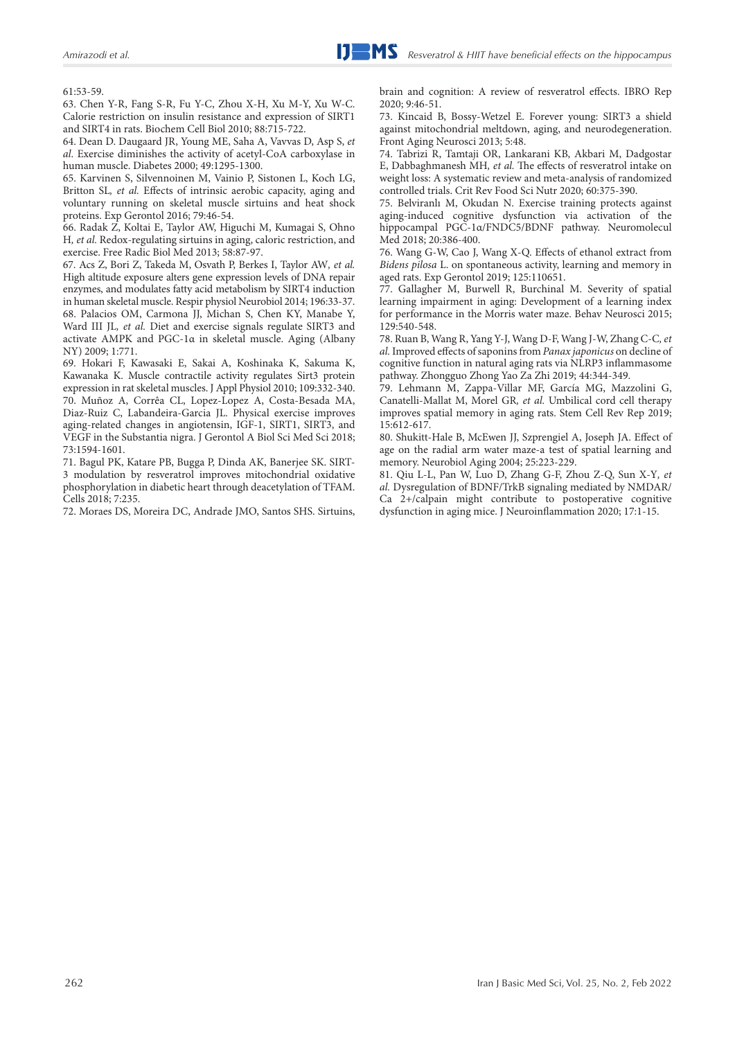61:53-59.

63. Chen Y-R, Fang S-R, Fu Y-C, Zhou X-H, Xu M-Y, Xu W-C. Calorie restriction on insulin resistance and expression of SIRT1 and SIRT4 in rats. Biochem Cell Biol 2010; 88:715-722.

64. Dean D. Daugaard JR, Young ME, Saha A, Vavvas D, Asp S, *et al.* Exercise diminishes the activity of acetyl-CoA carboxylase in human muscle. Diabetes 2000; 49:1295-1300.

65. Karvinen S, Silvennoinen M, Vainio P, Sistonen L, Koch LG, Britton SL, *et al.* Effects of intrinsic aerobic capacity, aging and voluntary running on skeletal muscle sirtuins and heat shock proteins. Exp Gerontol 2016; 79:46-54.

66. Radak Z, Koltai E, Taylor AW, Higuchi M, Kumagai S, Ohno H, *et al.* Redox-regulating sirtuins in aging, caloric restriction, and exercise. Free Radic Biol Med 2013; 58:87-97.

67. Acs Z, Bori Z, Takeda M, Osvath P, Berkes I, Taylor AW, *et al.* High altitude exposure alters gene expression levels of DNA repair enzymes, and modulates fatty acid metabolism by SIRT4 induction in human skeletal muscle. Respir physiol Neurobiol 2014; 196:33-37.

68. Palacios OM, Carmona JJ, Michan S, Chen KY, Manabe Y, Ward III JL, *et al.* Diet and exercise signals regulate SIRT3 and activate AMPK and PGC-1α in skeletal muscle. Aging (Albany NY) 2009; 1:771.

69. Hokari F, Kawasaki E, Sakai A, Koshinaka K, Sakuma K, Kawanaka K. Muscle contractile activity regulates Sirt3 protein expression in rat skeletal muscles. J Appl Physiol 2010; 109:332-340.

70. Muñoz A, Corrêa CL, Lopez-Lopez A, Costa-Besada MA, Diaz-Ruiz C, Labandeira-Garcia JL. Physical exercise improves aging-related changes in angiotensin, IGF-1, SIRT1, SIRT3, and VEGF in the Substantia nigra. J Gerontol A Biol Sci Med Sci 2018; 73:1594-1601.

71. Bagul PK, Katare PB, Bugga P, Dinda AK, Banerjee SK. SIRT-3 modulation by resveratrol improves mitochondrial oxidative phosphorylation in diabetic heart through deacetylation of TFAM. Cells 2018; 7:235.

72. Moraes DS, Moreira DC, Andrade JMO, Santos SHS. Sirtuins, brain and cognition: A review of resveratrol effects. IBRO Rep 2020; 9:46-51.

73. Kincaid B, Bossy-Wetzel E. Forever young: SIRT3 a shield against mitochondrial meltdown, aging, and neurodegeneration. Front Aging Neurosci 2013; 5:48.

74. Tabrizi R, Tamtaji OR, Lankarani KB, Akbari M, Dadgostar E, Dabbaghmanesh MH, *et al.* The effects of resveratrol intake on weight loss: A systematic review and meta-analysis of randomized controlled trials. Crit Rev Food Sci Nutr 2020; 60:375-390.

75. Belviranlı M, Okudan N. Exercise training protects against aging-induced cognitive dysfunction via activation of the hippocampal PGC-1α/FNDC5/BDNF pathway. Neuromolecul Med 2018; 20:386-400.

76. Wang G-W, Cao J, Wang X-Q. Effects of ethanol extract from *Bidens pilosa* L. on spontaneous activity, learning and memory in aged rats. Exp Gerontol 2019; 125:110651.

77. Gallagher M, Burwell R, Burchinal M. Severity of spatial learning impairment in aging: Development of a learning index for performance in the Morris water maze. Behav Neurosci 2015; 129:540-548.

78. Ruan B, Wang R, Yang Y-J, Wang D-F, Wang J-W, Zhang C-C, *et al.* Improved effects of saponins from *Panax japonicus* on decline of cognitive function in natural aging rats via NLRP3 inflammasome pathway. Zhongguo Zhong Yao Za Zhi 2019; 44:344-349.

79. Lehmann M, Zappa-Villar MF, García MG, Mazzolini G, Canatelli-Mallat M, Morel GR, *et al.* Umbilical cord cell therapy improves spatial memory in aging rats. Stem Cell Rev Rep 2019; 15:612-617.

80. Shukitt-Hale B, McEwen JJ, Szprengiel A, Joseph JA. Effect of age on the radial arm water maze-a test of spatial learning and memory. Neurobiol Aging 2004; 25:223-229.

81. Qiu L-L, Pan W, Luo D, Zhang G-F, Zhou Z-Q, Sun X-Y, *et al.* Dysregulation of BDNF/TrkB signaling mediated by NMDAR/Ca 2+/calpain might contribute to postoperative cognitive dysfunction in aging mice. J Neuroinflammation 2020; 17:1-15.